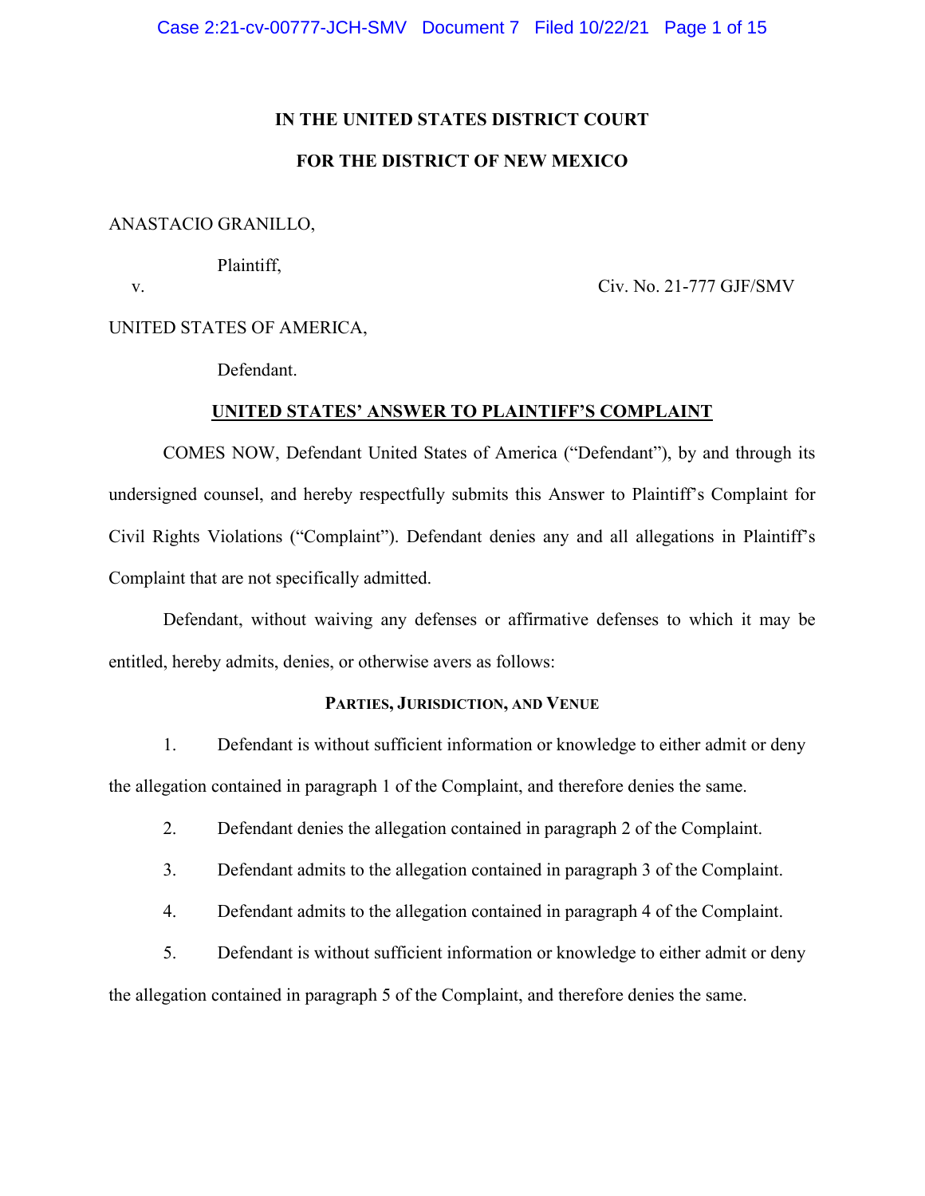**IN THE UNITED STATES DISTRICT COURT**

**FOR THE DISTRICT OF NEW MEXICO**

ANASTACIO GRANILLO,

Plaintiff,

v. Civ. No. 21-777 GJF/SMV

UNITED STATES OF AMERICA,

Defendant.

**UNITED STATES' ANSWER TO PLAINTIFF'S COMPLAINT**

COMES NOW, Defendant United States of America ("Defendant"), by and through its undersigned counsel, and hereby respectfully submits this Answer to Plaintiff's Complaint for Civil Rights Violations ("Complaint"). Defendant denies any and all allegations in Plaintiff's Complaint that are not specifically admitted.

Defendant, without waiving any defenses or affirmative defenses to which it may be entitled, hereby admits, denies, or otherwise avers as follows:

**PARTIES, JURISDICTION, AND VENUE**

1. Defendant is without sufficient information or knowledge to either admit or deny the allegation contained in paragraph 1 of the Complaint, and therefore denies the same.

2. Defendant denies the allegation contained in paragraph 2 of the Complaint.

3. Defendant admits to the allegation contained in paragraph 3 of the Complaint.

4. Defendant admits to the allegation contained in paragraph 4 of the Complaint.

5. Defendant is without sufficient information or knowledge to either admit or deny the allegation contained in paragraph 5 of the Complaint, and therefore denies the same.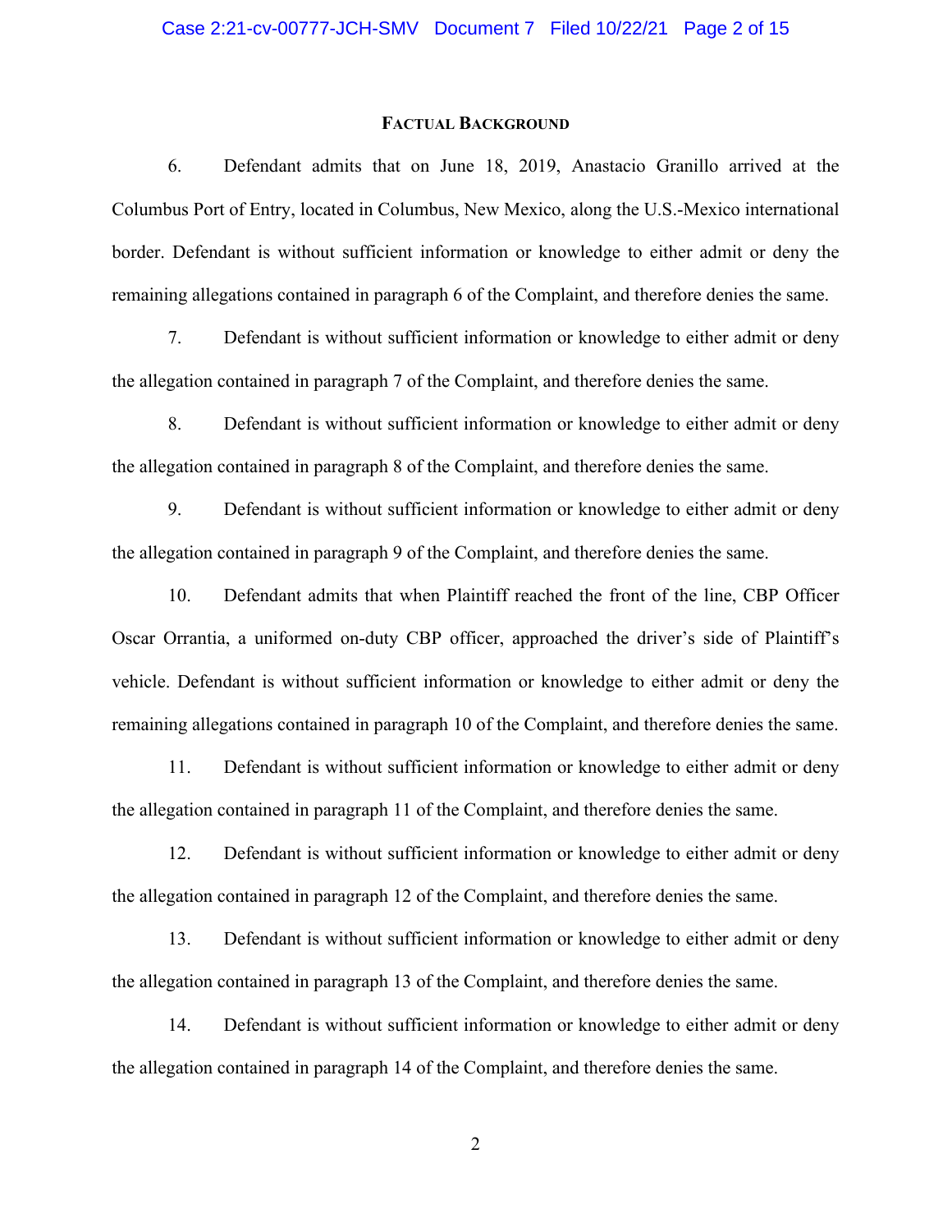## Factual Background

6. Defendant admits that on June 18, 2019, Anastacio Granillo arrived at the Columbus Port of Entry, located in Columbus, New Mexico, along the U.S.-Mexico international border. Defendant is without sufficient information or knowledge to either admit or deny the remaining allegations contained in paragraph 6 of the Complaint, and therefore denies the same.

7. Defendant is without sufficient information or knowledge to either admit or deny the allegation contained in paragraph 7 of the Complaint, and therefore denies the same.

8. Defendant is without sufficient information or knowledge to either admit or deny the allegation contained in paragraph 8 of the Complaint, and therefore denies the same.

9. Defendant is without sufficient information or knowledge to either admit or deny the allegation contained in paragraph 9 of the Complaint, and therefore denies the same.

10. Defendant admits that when Plaintiff reached the front of the line, CBP Officer Oscar Orrantia, a uniformed on-duty CBP officer, approached the driver's side of Plaintiff's vehicle. Defendant is without sufficient information or knowledge to either admit or deny the remaining allegations contained in paragraph 10 of the Complaint, and therefore denies the same.

11. Defendant is without sufficient information or knowledge to either admit or deny the allegation contained in paragraph 11 of the Complaint, and therefore denies the same.

12. Defendant is without sufficient information or knowledge to either admit or deny the allegation contained in paragraph 12 of the Complaint, and therefore denies the same.

13. Defendant is without sufficient information or knowledge to either admit or deny the allegation contained in paragraph 13 of the Complaint, and therefore denies the same.

14. Defendant is without sufficient information or knowledge to either admit or deny the allegation contained in paragraph 14 of the Complaint, and therefore denies the same.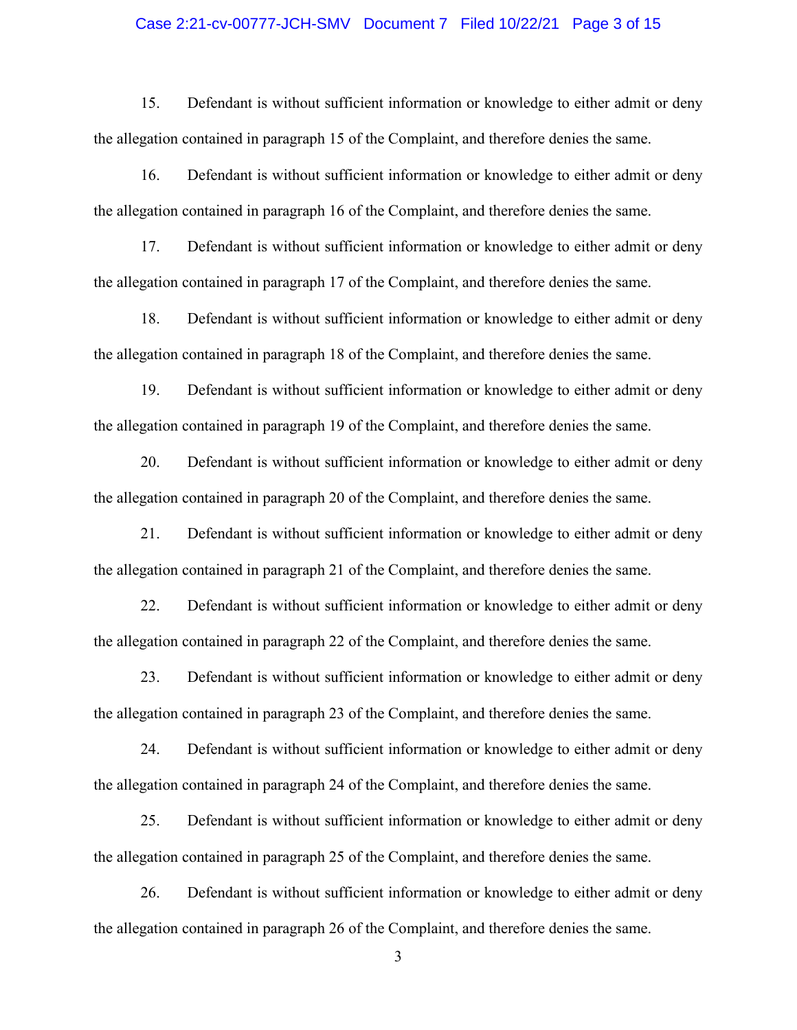15. Defendant is without sufficient information or knowledge to either admit or deny the allegation contained in paragraph 15 of the Complaint, and therefore denies the same.

16. Defendant is without sufficient information or knowledge to either admit or deny the allegation contained in paragraph 16 of the Complaint, and therefore denies the same.

17. Defendant is without sufficient information or knowledge to either admit or deny the allegation contained in paragraph 17 of the Complaint, and therefore denies the same.

18. Defendant is without sufficient information or knowledge to either admit or deny the allegation contained in paragraph 18 of the Complaint, and therefore denies the same.

19. Defendant is without sufficient information or knowledge to either admit or deny the allegation contained in paragraph 19 of the Complaint, and therefore denies the same.

20. Defendant is without sufficient information or knowledge to either admit or deny the allegation contained in paragraph 20 of the Complaint, and therefore denies the same.

21. Defendant is without sufficient information or knowledge to either admit or deny the allegation contained in paragraph 21 of the Complaint, and therefore denies the same.

22. Defendant is without sufficient information or knowledge to either admit or deny the allegation contained in paragraph 22 of the Complaint, and therefore denies the same.

23. Defendant is without sufficient information or knowledge to either admit or deny the allegation contained in paragraph 23 of the Complaint, and therefore denies the same.

24. Defendant is without sufficient information or knowledge to either admit or deny the allegation contained in paragraph 24 of the Complaint, and therefore denies the same.

25. Defendant is without sufficient information or knowledge to either admit or deny the allegation contained in paragraph 25 of the Complaint, and therefore denies the same.

26. Defendant is without sufficient information or knowledge to either admit or deny the allegation contained in paragraph 26 of the Complaint, and therefore denies the same.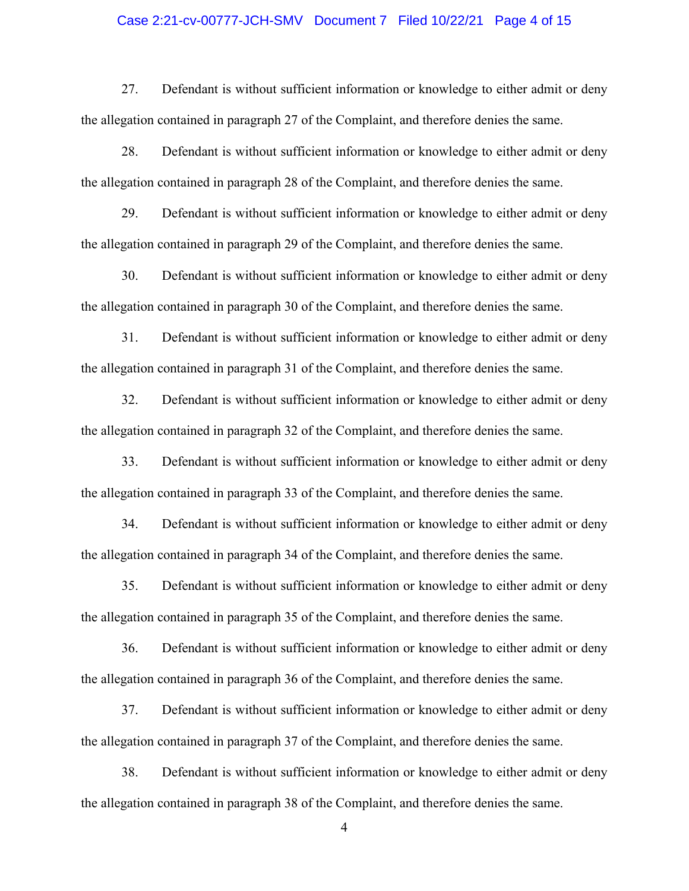27. Defendant is without sufficient information or knowledge to either admit or deny the allegation contained in paragraph 27 of the Complaint, and therefore denies the same.

28. Defendant is without sufficient information or knowledge to either admit or deny the allegation contained in paragraph 28 of the Complaint, and therefore denies the same.

29. Defendant is without sufficient information or knowledge to either admit or deny the allegation contained in paragraph 29 of the Complaint, and therefore denies the same.

30. Defendant is without sufficient information or knowledge to either admit or deny the allegation contained in paragraph 30 of the Complaint, and therefore denies the same.

31. Defendant is without sufficient information or knowledge to either admit or deny the allegation contained in paragraph 31 of the Complaint, and therefore denies the same.

32. Defendant is without sufficient information or knowledge to either admit or deny the allegation contained in paragraph 32 of the Complaint, and therefore denies the same.

33. Defendant is without sufficient information or knowledge to either admit or deny the allegation contained in paragraph 33 of the Complaint, and therefore denies the same.

34. Defendant is without sufficient information or knowledge to either admit or deny the allegation contained in paragraph 34 of the Complaint, and therefore denies the same.

35. Defendant is without sufficient information or knowledge to either admit or deny the allegation contained in paragraph 35 of the Complaint, and therefore denies the same.

36. Defendant is without sufficient information or knowledge to either admit or deny the allegation contained in paragraph 36 of the Complaint, and therefore denies the same.

37. Defendant is without sufficient information or knowledge to either admit or deny the allegation contained in paragraph 37 of the Complaint, and therefore denies the same.

38. Defendant is without sufficient information or knowledge to either admit or deny the allegation contained in paragraph 38 of the Complaint, and therefore denies the same.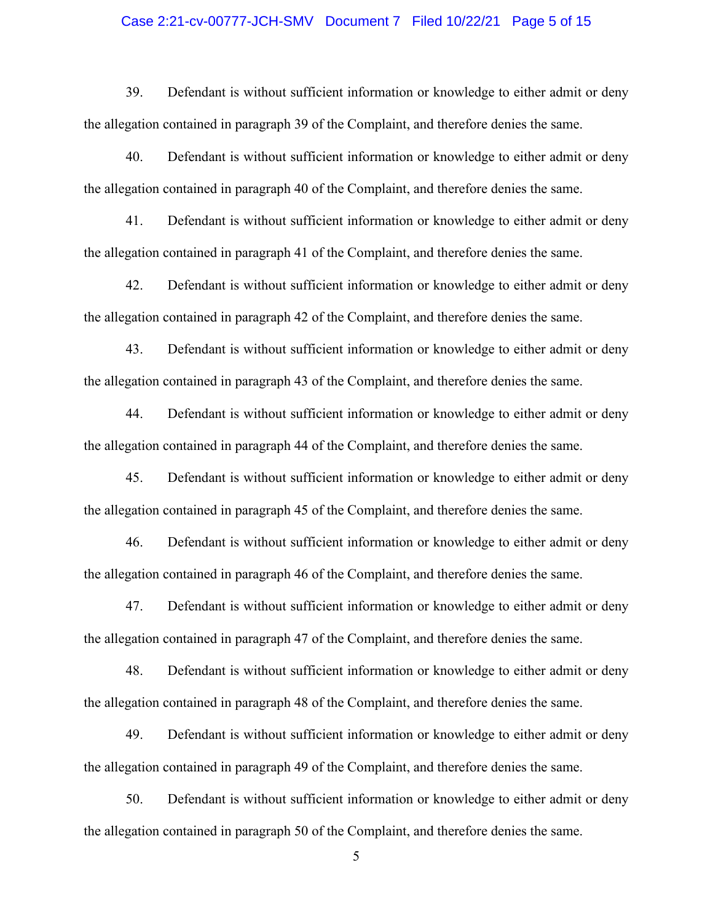39. Defendant is without sufficient information or knowledge to either admit or deny the allegation contained in paragraph 39 of the Complaint, and therefore denies the same.

40. Defendant is without sufficient information or knowledge to either admit or deny the allegation contained in paragraph 40 of the Complaint, and therefore denies the same.

41. Defendant is without sufficient information or knowledge to either admit or deny the allegation contained in paragraph 41 of the Complaint, and therefore denies the same.

42. Defendant is without sufficient information or knowledge to either admit or deny the allegation contained in paragraph 42 of the Complaint, and therefore denies the same.

43. Defendant is without sufficient information or knowledge to either admit or deny the allegation contained in paragraph 43 of the Complaint, and therefore denies the same.

44. Defendant is without sufficient information or knowledge to either admit or deny the allegation contained in paragraph 44 of the Complaint, and therefore denies the same.

45. Defendant is without sufficient information or knowledge to either admit or deny the allegation contained in paragraph 45 of the Complaint, and therefore denies the same.

46. Defendant is without sufficient information or knowledge to either admit or deny the allegation contained in paragraph 46 of the Complaint, and therefore denies the same.

47. Defendant is without sufficient information or knowledge to either admit or deny the allegation contained in paragraph 47 of the Complaint, and therefore denies the same.

48. Defendant is without sufficient information or knowledge to either admit or deny the allegation contained in paragraph 48 of the Complaint, and therefore denies the same.

49. Defendant is without sufficient information or knowledge to either admit or deny the allegation contained in paragraph 49 of the Complaint, and therefore denies the same.

50. Defendant is without sufficient information or knowledge to either admit or deny the allegation contained in paragraph 50 of the Complaint, and therefore denies the same.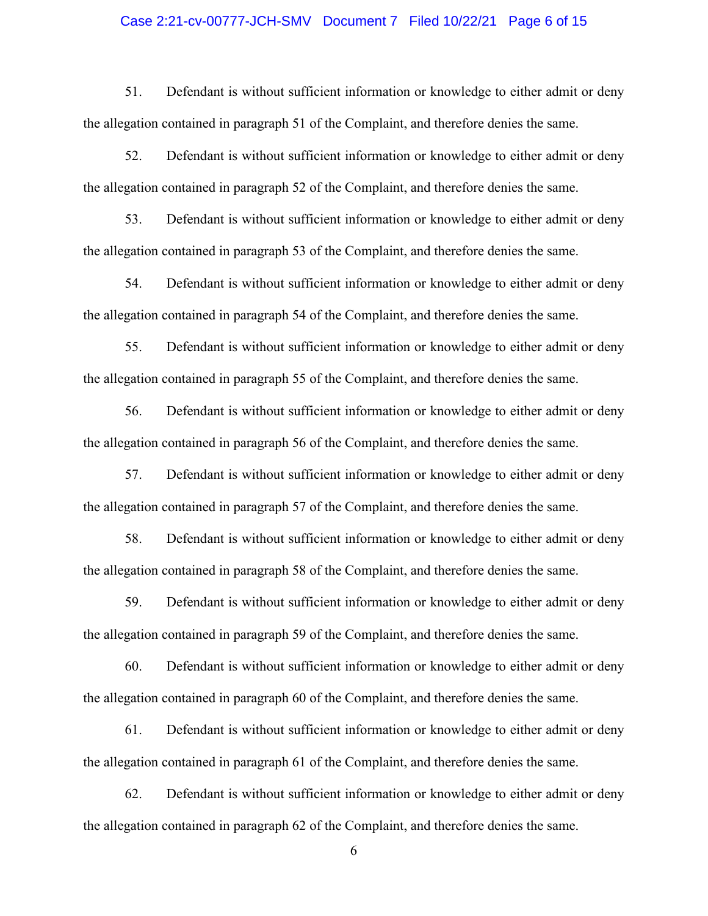51. Defendant is without sufficient information or knowledge to either admit or deny the allegation contained in paragraph 51 of the Complaint, and therefore denies the same.

52. Defendant is without sufficient information or knowledge to either admit or deny the allegation contained in paragraph 52 of the Complaint, and therefore denies the same.

53. Defendant is without sufficient information or knowledge to either admit or deny the allegation contained in paragraph 53 of the Complaint, and therefore denies the same.

54. Defendant is without sufficient information or knowledge to either admit or deny the allegation contained in paragraph 54 of the Complaint, and therefore denies the same.

55. Defendant is without sufficient information or knowledge to either admit or deny the allegation contained in paragraph 55 of the Complaint, and therefore denies the same.

56. Defendant is without sufficient information or knowledge to either admit or deny the allegation contained in paragraph 56 of the Complaint, and therefore denies the same.

57. Defendant is without sufficient information or knowledge to either admit or deny the allegation contained in paragraph 57 of the Complaint, and therefore denies the same.

58. Defendant is without sufficient information or knowledge to either admit or deny the allegation contained in paragraph 58 of the Complaint, and therefore denies the same.

59. Defendant is without sufficient information or knowledge to either admit or deny the allegation contained in paragraph 59 of the Complaint, and therefore denies the same.

60. Defendant is without sufficient information or knowledge to either admit or deny the allegation contained in paragraph 60 of the Complaint, and therefore denies the same.

61. Defendant is without sufficient information or knowledge to either admit or deny the allegation contained in paragraph 61 of the Complaint, and therefore denies the same.

62. Defendant is without sufficient information or knowledge to either admit or deny the allegation contained in paragraph 62 of the Complaint, and therefore denies the same.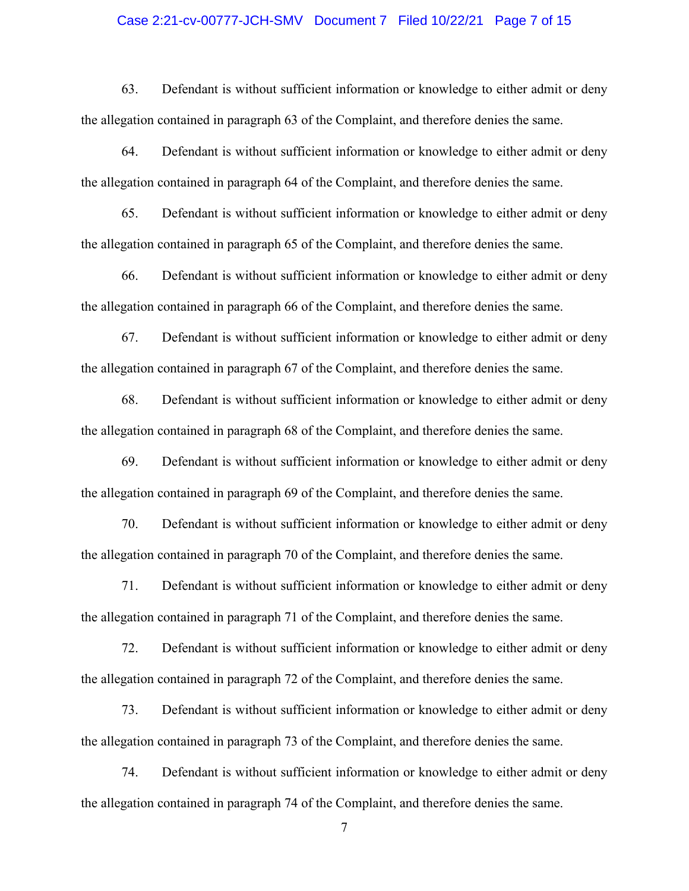63. Defendant is without sufficient information or knowledge to either admit or deny the allegation contained in paragraph 63 of the Complaint, and therefore denies the same.

64. Defendant is without sufficient information or knowledge to either admit or deny the allegation contained in paragraph 64 of the Complaint, and therefore denies the same.

65. Defendant is without sufficient information or knowledge to either admit or deny the allegation contained in paragraph 65 of the Complaint, and therefore denies the same.

66. Defendant is without sufficient information or knowledge to either admit or deny the allegation contained in paragraph 66 of the Complaint, and therefore denies the same.

67. Defendant is without sufficient information or knowledge to either admit or deny the allegation contained in paragraph 67 of the Complaint, and therefore denies the same.

68. Defendant is without sufficient information or knowledge to either admit or deny the allegation contained in paragraph 68 of the Complaint, and therefore denies the same.

69. Defendant is without sufficient information or knowledge to either admit or deny the allegation contained in paragraph 69 of the Complaint, and therefore denies the same.

70. Defendant is without sufficient information or knowledge to either admit or deny the allegation contained in paragraph 70 of the Complaint, and therefore denies the same.

71. Defendant is without sufficient information or knowledge to either admit or deny the allegation contained in paragraph 71 of the Complaint, and therefore denies the same.

72. Defendant is without sufficient information or knowledge to either admit or deny the allegation contained in paragraph 72 of the Complaint, and therefore denies the same.

73. Defendant is without sufficient information or knowledge to either admit or deny the allegation contained in paragraph 73 of the Complaint, and therefore denies the same.

74. Defendant is without sufficient information or knowledge to either admit or deny the allegation contained in paragraph 74 of the Complaint, and therefore denies the same.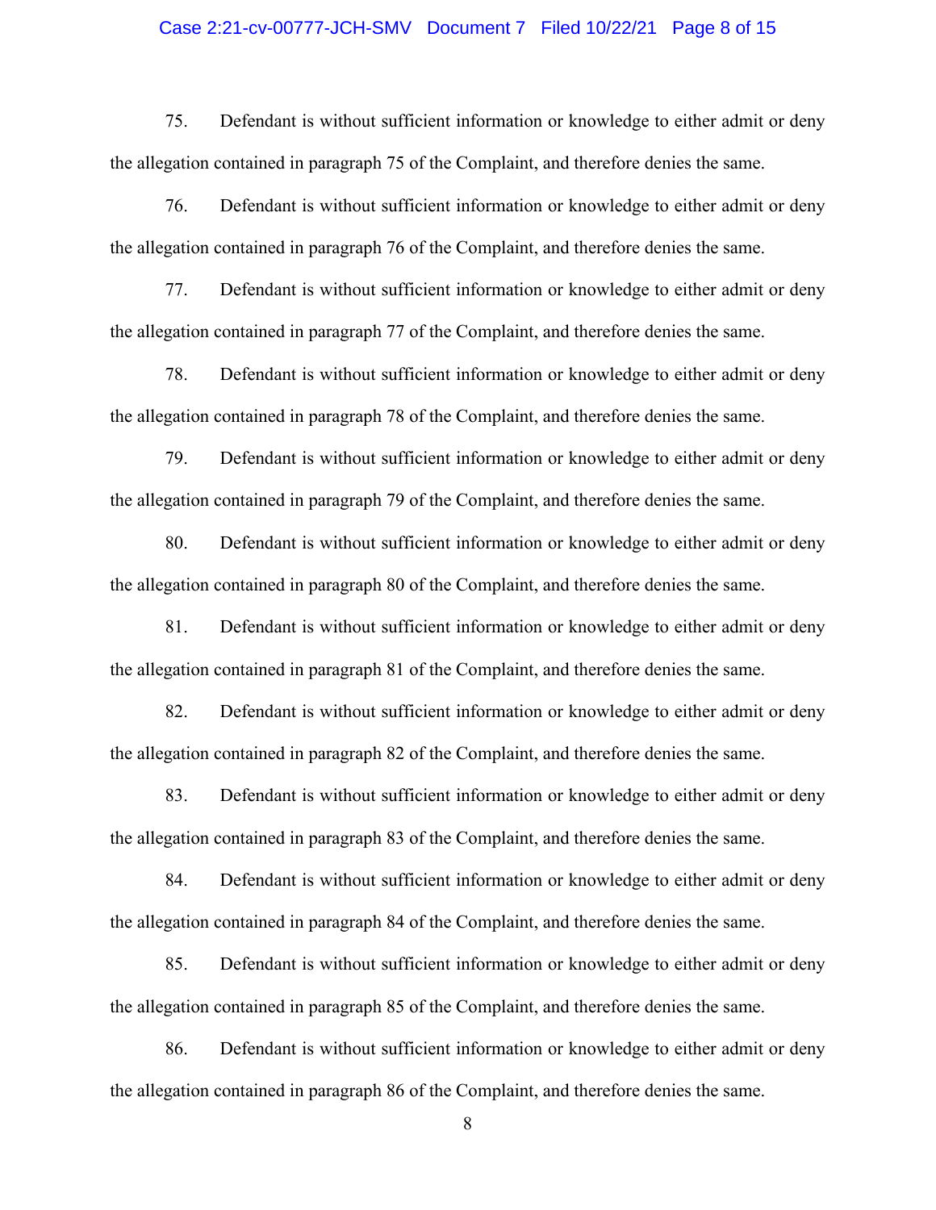75. Defendant is without sufficient information or knowledge to either admit or deny the allegation contained in paragraph 75 of the Complaint, and therefore denies the same.

76. Defendant is without sufficient information or knowledge to either admit or deny the allegation contained in paragraph 76 of the Complaint, and therefore denies the same.

77. Defendant is without sufficient information or knowledge to either admit or deny the allegation contained in paragraph 77 of the Complaint, and therefore denies the same.

78. Defendant is without sufficient information or knowledge to either admit or deny the allegation contained in paragraph 78 of the Complaint, and therefore denies the same.

79. Defendant is without sufficient information or knowledge to either admit or deny the allegation contained in paragraph 79 of the Complaint, and therefore denies the same.

80. Defendant is without sufficient information or knowledge to either admit or deny the allegation contained in paragraph 80 of the Complaint, and therefore denies the same.

81. Defendant is without sufficient information or knowledge to either admit or deny the allegation contained in paragraph 81 of the Complaint, and therefore denies the same.

82. Defendant is without sufficient information or knowledge to either admit or deny the allegation contained in paragraph 82 of the Complaint, and therefore denies the same.

83. Defendant is without sufficient information or knowledge to either admit or deny the allegation contained in paragraph 83 of the Complaint, and therefore denies the same.

84. Defendant is without sufficient information or knowledge to either admit or deny the allegation contained in paragraph 84 of the Complaint, and therefore denies the same.

85. Defendant is without sufficient information or knowledge to either admit or deny the allegation contained in paragraph 85 of the Complaint, and therefore denies the same.

86. Defendant is without sufficient information or knowledge to either admit or deny the allegation contained in paragraph 86 of the Complaint, and therefore denies the same.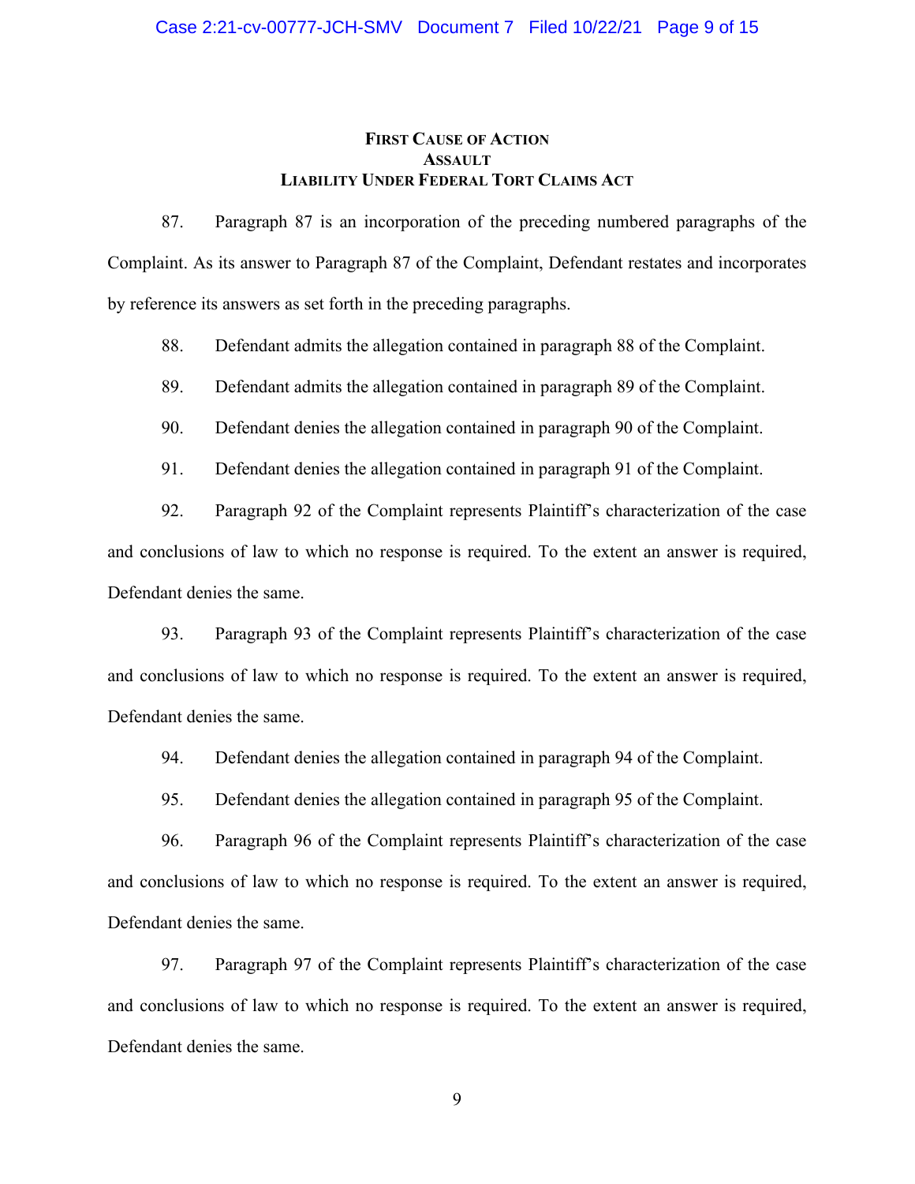### FIRST CAUSE OF ACTION
### ASSAULT
### LIABILITY UNDER FEDERAL TORT CLAIMS ACT

87. Paragraph 87 is an incorporation of the preceding numbered paragraphs of the Complaint. As its answer to Paragraph 87 of the Complaint, Defendant restates and incorporates by reference its answers as set forth in the preceding paragraphs.

88. Defendant admits the allegation contained in paragraph 88 of the Complaint.

89. Defendant admits the allegation contained in paragraph 89 of the Complaint.

90. Defendant denies the allegation contained in paragraph 90 of the Complaint.

91. Defendant denies the allegation contained in paragraph 91 of the Complaint.

92. Paragraph 92 of the Complaint represents Plaintiff's characterization of the case and conclusions of law to which no response is required. To the extent an answer is required, Defendant denies the same.

93. Paragraph 93 of the Complaint represents Plaintiff's characterization of the case and conclusions of law to which no response is required. To the extent an answer is required, Defendant denies the same.

94. Defendant denies the allegation contained in paragraph 94 of the Complaint.

95. Defendant denies the allegation contained in paragraph 95 of the Complaint.

96. Paragraph 96 of the Complaint represents Plaintiff's characterization of the case and conclusions of law to which no response is required. To the extent an answer is required, Defendant denies the same.

97. Paragraph 97 of the Complaint represents Plaintiff's characterization of the case and conclusions of law to which no response is required. To the extent an answer is required, Defendant denies the same.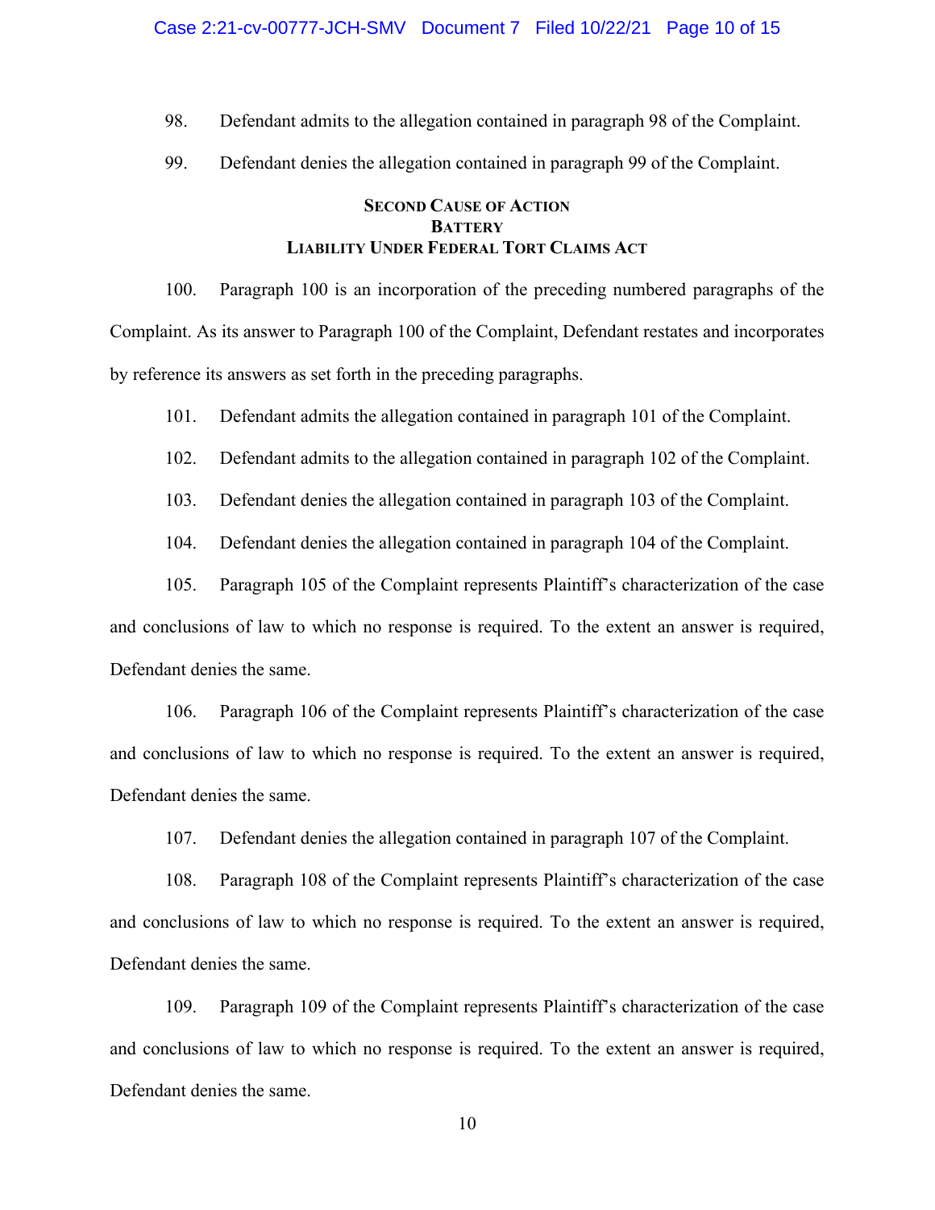98. Defendant admits to the allegation contained in paragraph 98 of the Complaint.

99. Defendant denies the allegation contained in paragraph 99 of the Complaint.

## SECOND CAUSE OF ACTION
## BATTERY
## LIABILITY UNDER FEDERAL TORT CLAIMS ACT

100. Paragraph 100 is an incorporation of the preceding numbered paragraphs of the Complaint. As its answer to Paragraph 100 of the Complaint, Defendant restates and incorporates by reference its answers as set forth in the preceding paragraphs.

101. Defendant admits the allegation contained in paragraph 101 of the Complaint.

102. Defendant admits to the allegation contained in paragraph 102 of the Complaint.

103. Defendant denies the allegation contained in paragraph 103 of the Complaint.

104. Defendant denies the allegation contained in paragraph 104 of the Complaint.

105. Paragraph 105 of the Complaint represents Plaintiff's characterization of the case and conclusions of law to which no response is required. To the extent an answer is required, Defendant denies the same.

106. Paragraph 106 of the Complaint represents Plaintiff's characterization of the case and conclusions of law to which no response is required. To the extent an answer is required, Defendant denies the same.

107. Defendant denies the allegation contained in paragraph 107 of the Complaint.

108. Paragraph 108 of the Complaint represents Plaintiff's characterization of the case and conclusions of law to which no response is required. To the extent an answer is required, Defendant denies the same.

109. Paragraph 109 of the Complaint represents Plaintiff's characterization of the case and conclusions of law to which no response is required. To the extent an answer is required, Defendant denies the same.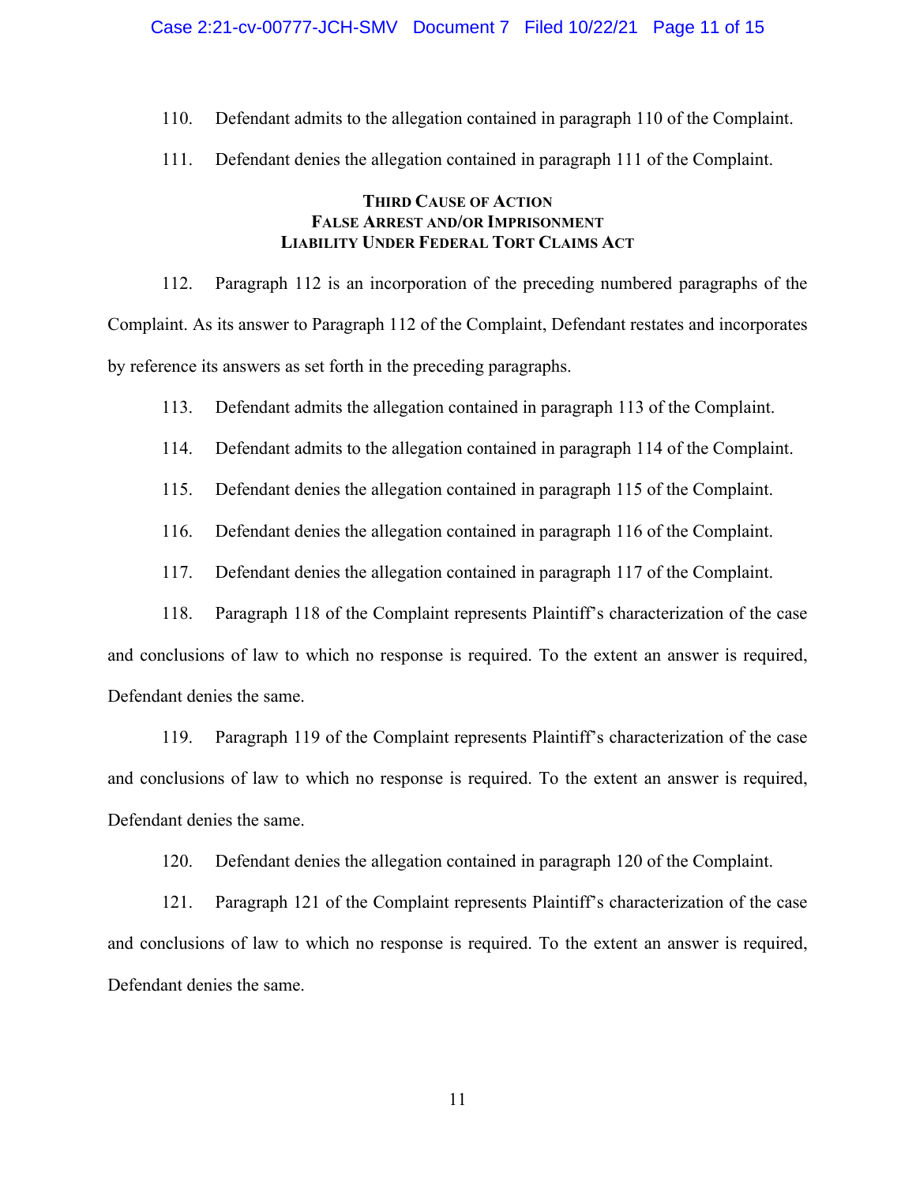110. Defendant admits to the allegation contained in paragraph 110 of the Complaint.

111. Defendant denies the allegation contained in paragraph 111 of the Complaint.

**THIRD CAUSE OF ACTION**
**FALSE ARREST AND/OR IMPRISONMENT**
**LIABILITY UNDER FEDERAL TORT CLAIMS ACT**

112. Paragraph 112 is an incorporation of the preceding numbered paragraphs of the Complaint. As its answer to Paragraph 112 of the Complaint, Defendant restates and incorporates by reference its answers as set forth in the preceding paragraphs.

113. Defendant admits the allegation contained in paragraph 113 of the Complaint.

114. Defendant admits to the allegation contained in paragraph 114 of the Complaint.

115. Defendant denies the allegation contained in paragraph 115 of the Complaint.

116. Defendant denies the allegation contained in paragraph 116 of the Complaint.

117. Defendant denies the allegation contained in paragraph 117 of the Complaint.

118. Paragraph 118 of the Complaint represents Plaintiff's characterization of the case and conclusions of law to which no response is required. To the extent an answer is required, Defendant denies the same.

119. Paragraph 119 of the Complaint represents Plaintiff's characterization of the case and conclusions of law to which no response is required. To the extent an answer is required, Defendant denies the same.

120. Defendant denies the allegation contained in paragraph 120 of the Complaint.

121. Paragraph 121 of the Complaint represents Plaintiff's characterization of the case and conclusions of law to which no response is required. To the extent an answer is required, Defendant denies the same.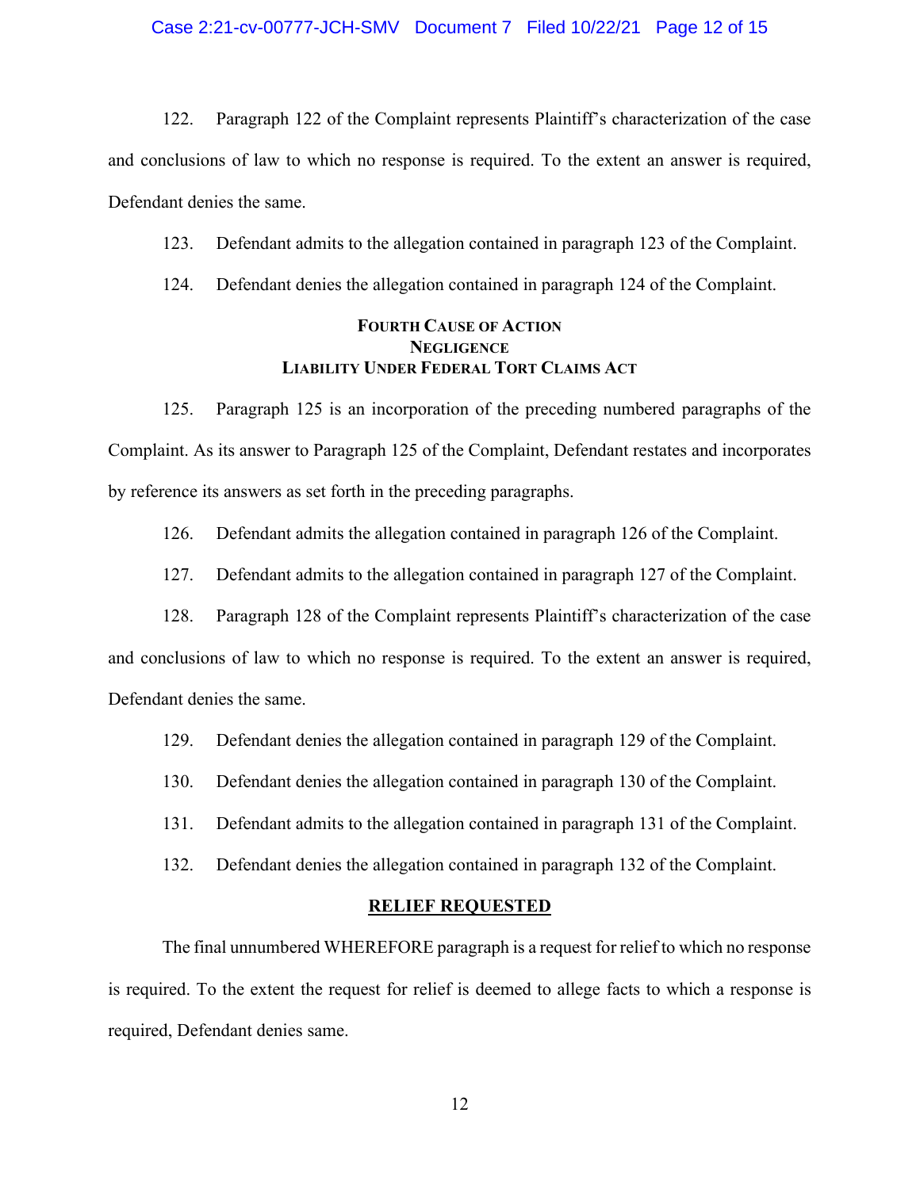122. Paragraph 122 of the Complaint represents Plaintiff's characterization of the case and conclusions of law to which no response is required. To the extent an answer is required, Defendant denies the same.

123. Defendant admits to the allegation contained in paragraph 123 of the Complaint.

124. Defendant denies the allegation contained in paragraph 124 of the Complaint.

**FOURTH CAUSE OF ACTION**
**NEGLIGENCE**
**LIABILITY UNDER FEDERAL TORT CLAIMS ACT**

125. Paragraph 125 is an incorporation of the preceding numbered paragraphs of the Complaint. As its answer to Paragraph 125 of the Complaint, Defendant restates and incorporates by reference its answers as set forth in the preceding paragraphs.

126. Defendant admits the allegation contained in paragraph 126 of the Complaint.

127. Defendant admits to the allegation contained in paragraph 127 of the Complaint.

128. Paragraph 128 of the Complaint represents Plaintiff's characterization of the case and conclusions of law to which no response is required. To the extent an answer is required, Defendant denies the same.

129. Defendant denies the allegation contained in paragraph 129 of the Complaint.

130. Defendant denies the allegation contained in paragraph 130 of the Complaint.

131. Defendant admits to the allegation contained in paragraph 131 of the Complaint.

132. Defendant denies the allegation contained in paragraph 132 of the Complaint.

**RELIEF REQUESTED**

The final unnumbered WHEREFORE paragraph is a request for relief to which no response is required. To the extent the request for relief is deemed to allege facts to which a response is required, Defendant denies same.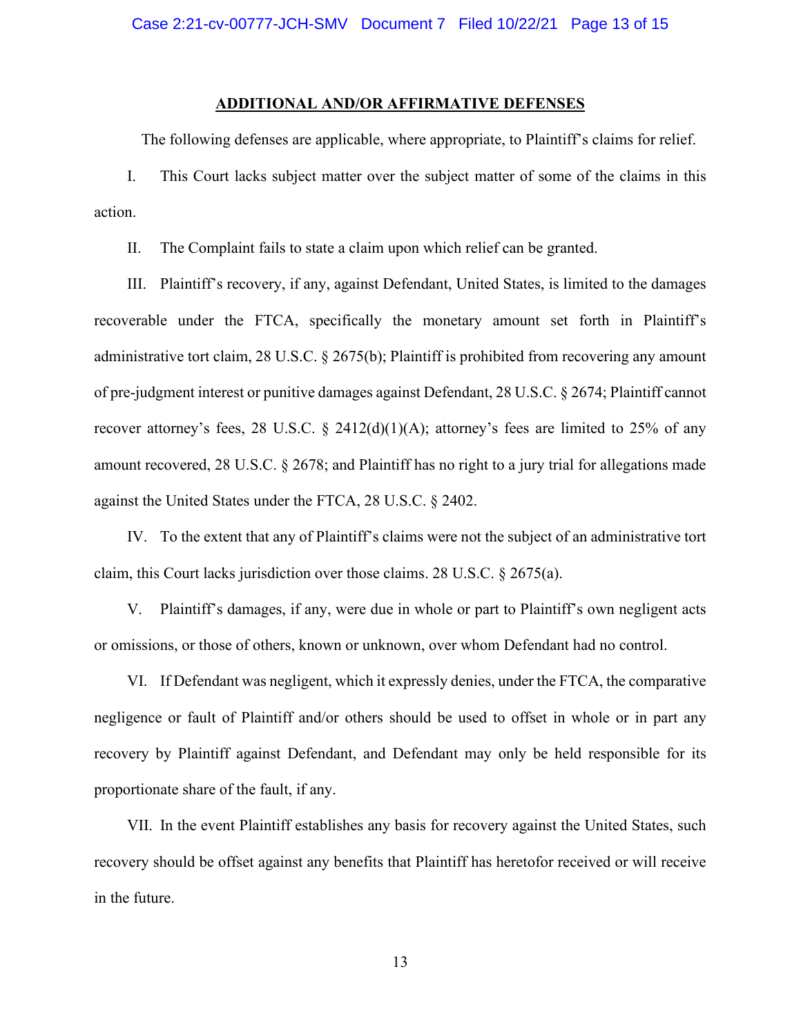## ADDITIONAL AND/OR AFFIRMATIVE DEFENSES

The following defenses are applicable, where appropriate, to Plaintiff's claims for relief.

I. This Court lacks subject matter over the subject matter of some of the claims in this action.

II. The Complaint fails to state a claim upon which relief can be granted.

III. Plaintiff's recovery, if any, against Defendant, United States, is limited to the damages recoverable under the FTCA, specifically the monetary amount set forth in Plaintiff's administrative tort claim, 28 U.S.C. § 2675(b); Plaintiff is prohibited from recovering any amount of pre-judgment interest or punitive damages against Defendant, 28 U.S.C. § 2674; Plaintiff cannot recover attorney's fees, 28 U.S.C. § 2412(d)(1)(A); attorney's fees are limited to 25% of any amount recovered, 28 U.S.C. § 2678; and Plaintiff has no right to a jury trial for allegations made against the United States under the FTCA, 28 U.S.C. § 2402.

IV. To the extent that any of Plaintiff's claims were not the subject of an administrative tort claim, this Court lacks jurisdiction over those claims. 28 U.S.C. § 2675(a).

V. Plaintiff's damages, if any, were due in whole or part to Plaintiff's own negligent acts or omissions, or those of others, known or unknown, over whom Defendant had no control.

VI. If Defendant was negligent, which it expressly denies, under the FTCA, the comparative negligence or fault of Plaintiff and/or others should be used to offset in whole or in part any recovery by Plaintiff against Defendant, and Defendant may only be held responsible for its proportionate share of the fault, if any.

VII. In the event Plaintiff establishes any basis for recovery against the United States, such recovery should be offset against any benefits that Plaintiff has heretofor received or will receive in the future.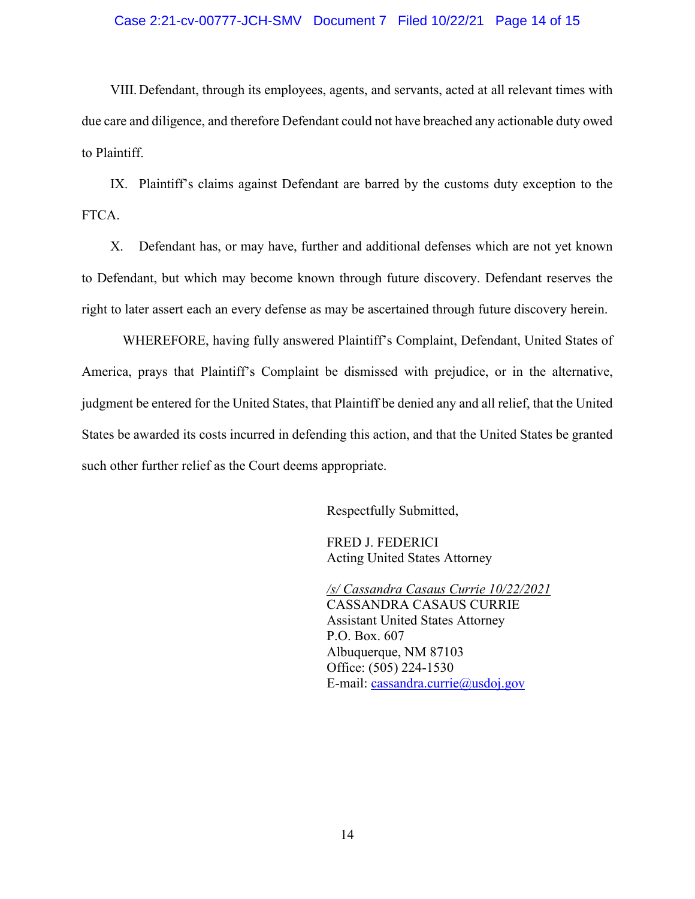VIII. Defendant, through its employees, agents, and servants, acted at all relevant times with due care and diligence, and therefore Defendant could not have breached any actionable duty owed to Plaintiff.

IX. Plaintiff's claims against Defendant are barred by the customs duty exception to the FTCA.

X. Defendant has, or may have, further and additional defenses which are not yet known to Defendant, but which may become known through future discovery. Defendant reserves the right to later assert each an every defense as may be ascertained through future discovery herein.

WHEREFORE, having fully answered Plaintiff's Complaint, Defendant, United States of America, prays that Plaintiff's Complaint be dismissed with prejudice, or in the alternative, judgment be entered for the United States, that Plaintiff be denied any and all relief, that the United States be awarded its costs incurred in defending this action, and that the United States be granted such other further relief as the Court deems appropriate.

Respectfully Submitted,

FRED J. FEDERICI
Acting United States Attorney

*/s/ Cassandra Casaus Currie 10/22/2021*
CASSANDRA CASAUS CURRIE
Assistant United States Attorney
P.O. Box. 607
Albuquerque, NM 87103
Office: (505) 224-1530
E-mail: cassandra.currie@usdoj.gov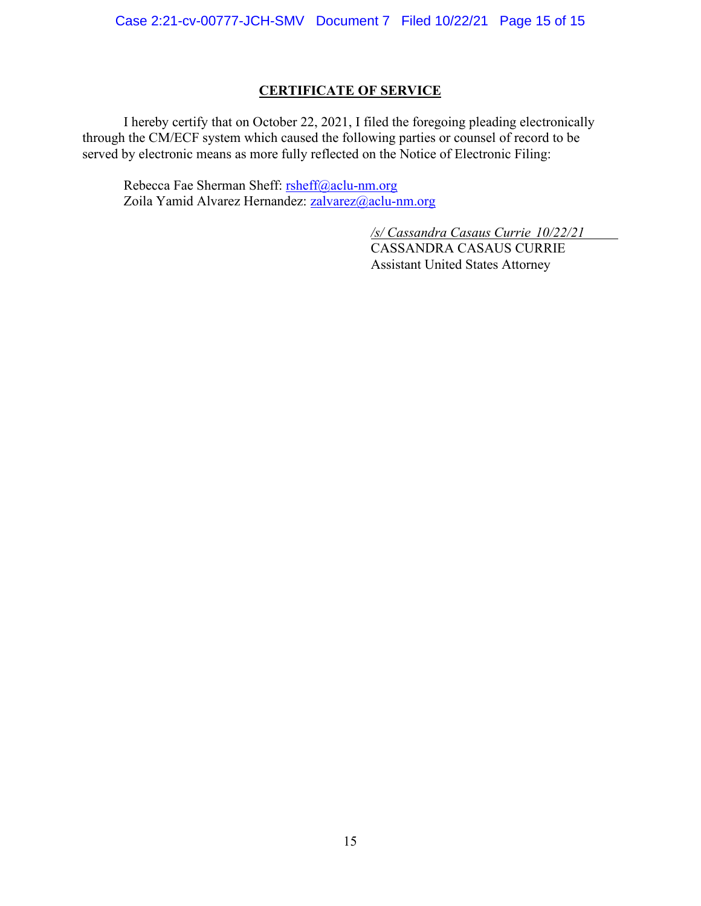## CERTIFICATE OF SERVICE

I hereby certify that on October 22, 2021, I filed the foregoing pleading electronically through the CM/ECF system which caused the following parties or counsel of record to be served by electronic means as more fully reflected on the Notice of Electronic Filing:

Rebecca Fae Sherman Sheff: rsheff@aclu-nm.org
Zoila Yamid Alvarez Hernandez: zalvarez@aclu-nm.org

*/s/ Cassandra Casaus Currie 10/22/21*
CASSANDRA CASAUS CURRIE
Assistant United States Attorney